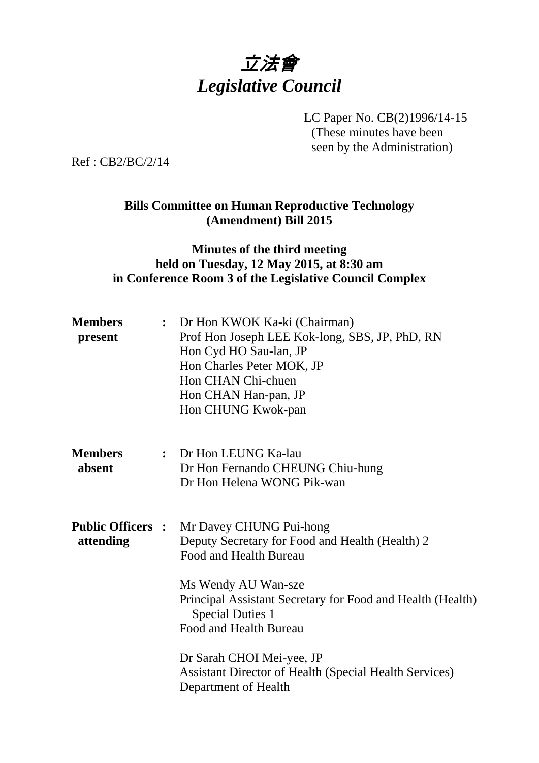# *立法會*
# *Legislative Council*

LC Paper No. CB(2)1996/14-15
(These minutes have been seen by the Administration)

Ref : CB2/BC/2/14

**Bills Committee on Human Reproductive Technology (Amendment) Bill 2015**

**Minutes of the third meeting held on Tuesday, 12 May 2015, at 8:30 am in Conference Room 3 of the Legislative Council Complex**

| | | |
|---|---|---|
| **Members present** | : | Dr Hon KWOK Ka-ki (Chairman)<br>Prof Hon Joseph LEE Kok-long, SBS, JP, PhD, RN<br>Hon Cyd HO Sau-lan, JP<br>Hon Charles Peter MOK, JP<br>Hon CHAN Chi-chuen<br>Hon CHAN Han-pan, JP<br>Hon CHUNG Kwok-pan |
| **Members absent** | : | Dr Hon LEUNG Ka-lau<br>Dr Hon Fernando CHEUNG Chiu-hung<br>Dr Hon Helena WONG Pik-wan |
| **Public Officers attending** | : | Mr Davey CHUNG Pui-hong<br>Deputy Secretary for Food and Health (Health) 2<br>Food and Health Bureau<br><br>Ms Wendy AU Wan-sze<br>Principal Assistant Secretary for Food and Health (Health) Special Duties 1<br>Food and Health Bureau<br><br>Dr Sarah CHOI Mei-yee, JP<br>Assistant Director of Health (Special Health Services)<br>Department of Health |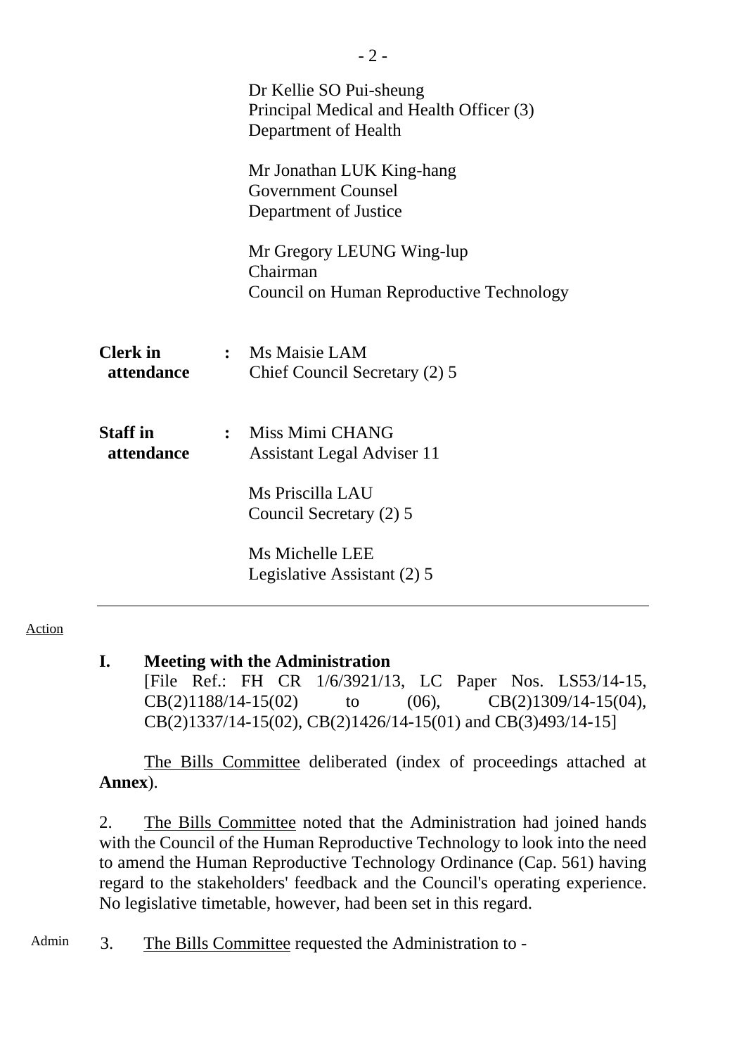Dr Kellie SO Pui-sheung
Principal Medical and Health Officer (3)
Department of Health

Mr Jonathan LUK King-hang
Government Counsel
Department of Justice

Mr Gregory LEUNG Wing-lup
Chairman
Council on Human Reproductive Technology

**Clerk in attendance** : Ms Maisie LAM
Chief Council Secretary (2) 5

**Staff in attendance** : Miss Mimi CHANG
Assistant Legal Adviser 11

Ms Priscilla LAU
Council Secretary (2) 5

Ms Michelle LEE
Legislative Assistant (2) 5

---

Action

**I. Meeting with the Administration**

[File Ref.: FH CR 1/6/3921/13, LC Paper Nos. LS53/14-15, CB(2)1188/14-15(02) to (06), CB(2)1309/14-15(04), CB(2)1337/14-15(02), CB(2)1426/14-15(01) and CB(3)493/14-15]

The Bills Committee deliberated (index of proceedings attached at **Annex**).

2. The Bills Committee noted that the Administration had joined hands with the Council of the Human Reproductive Technology to look into the need to amend the Human Reproductive Technology Ordinance (Cap. 561) having regard to the stakeholders' feedback and the Council's operating experience. No legislative timetable, however, had been set in this regard.

Admin 3. The Bills Committee requested the Administration to -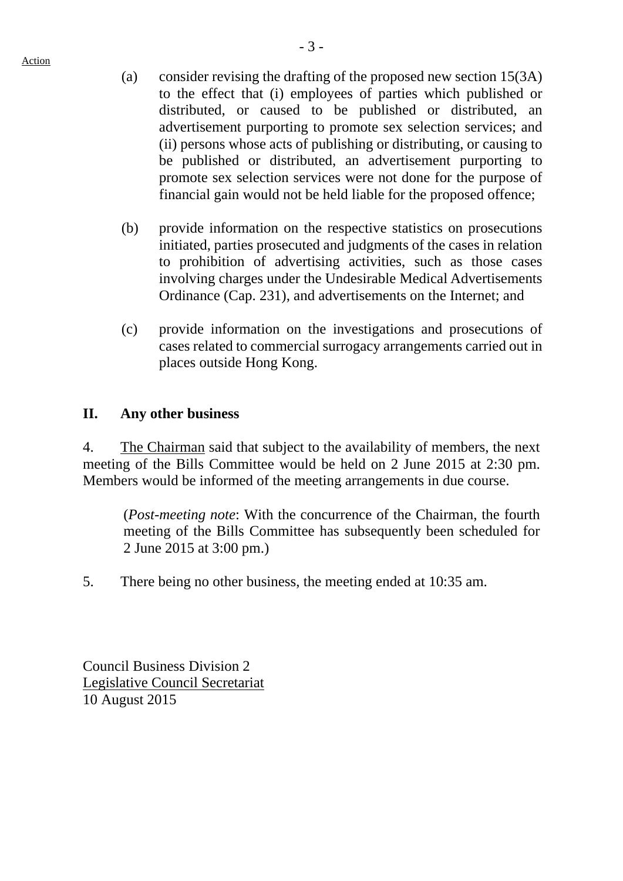Action

(a) consider revising the drafting of the proposed new section 15(3A) to the effect that (i) employees of parties which published or distributed, or caused to be published or distributed, an advertisement purporting to promote sex selection services; and (ii) persons whose acts of publishing or distributing, or causing to be published or distributed, an advertisement purporting to promote sex selection services were not done for the purpose of financial gain would not be held liable for the proposed offence;

(b) provide information on the respective statistics on prosecutions initiated, parties prosecuted and judgments of the cases in relation to prohibition of advertising activities, such as those cases involving charges under the Undesirable Medical Advertisements Ordinance (Cap. 231), and advertisements on the Internet; and

(c) provide information on the investigations and prosecutions of cases related to commercial surrogacy arrangements carried out in places outside Hong Kong.

## II. Any other business

4. The Chairman said that subject to the availability of members, the next meeting of the Bills Committee would be held on 2 June 2015 at 2:30 pm. Members would be informed of the meeting arrangements in due course.

> (*Post-meeting note*: With the concurrence of the Chairman, the fourth meeting of the Bills Committee has subsequently been scheduled for 2 June 2015 at 3:00 pm.)

5. There being no other business, the meeting ended at 10:35 am.

Council Business Division 2
Legislative Council Secretariat
10 August 2015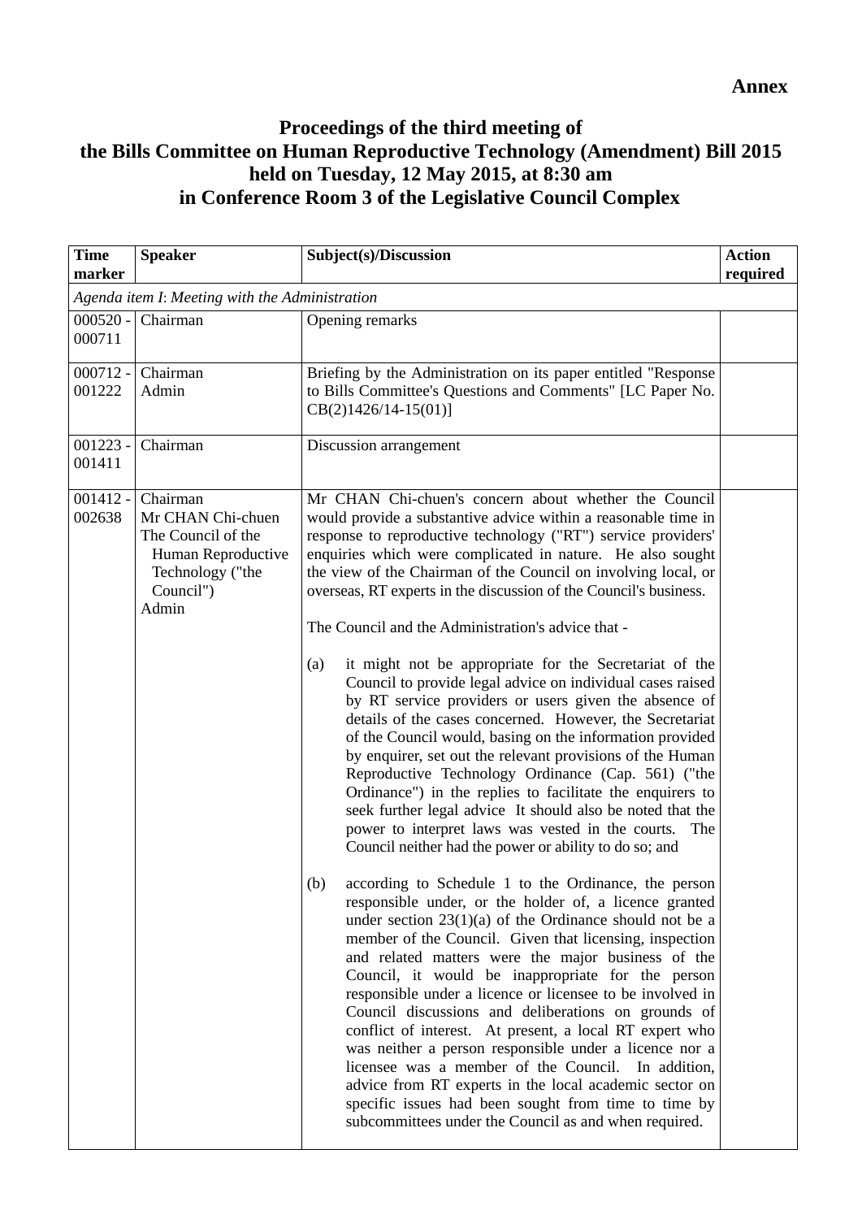**Annex**

# Proceedings of the third meeting of the Bills Committee on Human Reproductive Technology (Amendment) Bill 2015 held on Tuesday, 12 May 2015, at 8:30 am in Conference Room 3 of the Legislative Council Complex

| Time marker | Speaker | Subject(s)/Discussion | Action required |
|---|---|---|---|
| *Agenda item I: Meeting with the Administration* | | | |
| 000520 - 000711 | Chairman | Opening remarks | |
| 000712 - 001222 | Chairman<br>Admin | Briefing by the Administration on its paper entitled "Response to Bills Committee's Questions and Comments" [LC Paper No. CB(2)1426/14-15(01)] | |
| 001223 - 001411 | Chairman | Discussion arrangement | |
| 001412 - 002638 | Chairman<br>Mr CHAN Chi-chuen<br>The Council of the Human Reproductive Technology ("the Council")<br>Admin | Mr CHAN Chi-chuen's concern about whether the Council would provide a substantive advice within a reasonable time in response to reproductive technology ("RT") service providers' enquiries which were complicated in nature. He also sought the view of the Chairman of the Council on involving local, or overseas, RT experts in the discussion of the Council's business.<br><br>The Council and the Administration's advice that -<br><br>(a) it might not be appropriate for the Secretariat of the Council to provide legal advice on individual cases raised by RT service providers or users given the absence of details of the cases concerned. However, the Secretariat of the Council would, basing on the information provided by enquirer, set out the relevant provisions of the Human Reproductive Technology Ordinance (Cap. 561) ("the Ordinance") in the replies to facilitate the enquirers to seek further legal advice It should also be noted that the power to interpret laws was vested in the courts. The Council neither had the power or ability to do so; and<br><br>(b) according to Schedule 1 to the Ordinance, the person responsible under, or the holder of, a licence granted under section 23(1)(a) of the Ordinance should not be a member of the Council. Given that licensing, inspection and related matters were the major business of the Council, it would be inappropriate for the person responsible under a licence or licensee to be involved in Council discussions and deliberations on grounds of conflict of interest. At present, a local RT expert who was neither a person responsible under a licence nor a licensee was a member of the Council. In addition, advice from RT experts in the local academic sector on specific issues had been sought from time to time by subcommittees under the Council as and when required. | |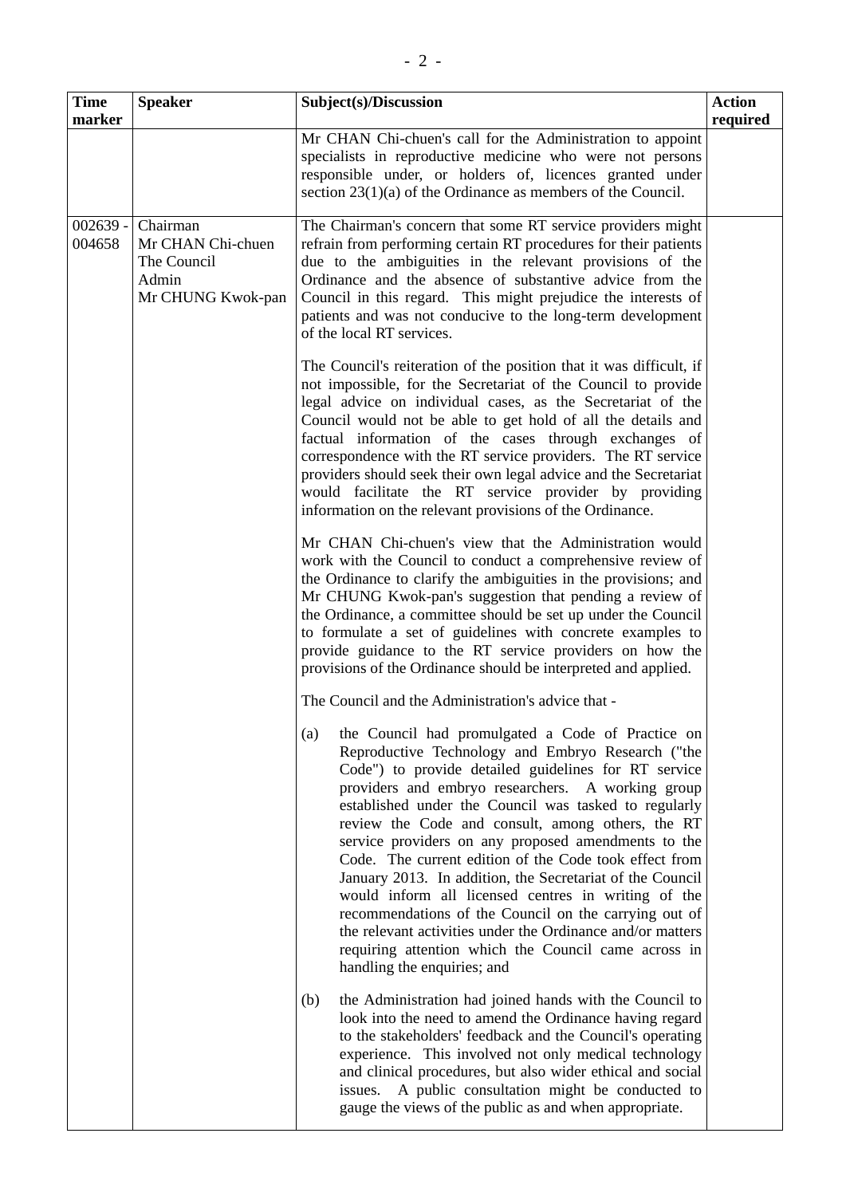| Time marker | Speaker | Subject(s)/Discussion | Action required |
|---|---|---|---|
| | | Mr CHAN Chi-chuen's call for the Administration to appoint specialists in reproductive medicine who were not persons responsible under, or holders of, licences granted under section 23(1)(a) of the Ordinance as members of the Council. | |
| 002639 - 004658 | Chairman<br>Mr CHAN Chi-chuen<br>The Council<br>Admin<br>Mr CHUNG Kwok-pan | The Chairman's concern that some RT service providers might refrain from performing certain RT procedures for their patients due to the ambiguities in the relevant provisions of the Ordinance and the absence of substantive advice from the Council in this regard. This might prejudice the interests of patients and was not conducive to the long-term development of the local RT services.<br><br>The Council's reiteration of the position that it was difficult, if not impossible, for the Secretariat of the Council to provide legal advice on individual cases, as the Secretariat of the Council would not be able to get hold of all the details and factual information of the cases through exchanges of correspondence with the RT service providers. The RT service providers should seek their own legal advice and the Secretariat would facilitate the RT service provider by providing information on the relevant provisions of the Ordinance.<br><br>Mr CHAN Chi-chuen's view that the Administration would work with the Council to conduct a comprehensive review of the Ordinance to clarify the ambiguities in the provisions; and Mr CHUNG Kwok-pan's suggestion that pending a review of the Ordinance, a committee should be set up under the Council to formulate a set of guidelines with concrete examples to provide guidance to the RT service providers on how the provisions of the Ordinance should be interpreted and applied.<br><br>The Council and the Administration's advice that -<br><br>(a) the Council had promulgated a Code of Practice on Reproductive Technology and Embryo Research ("the Code") to provide detailed guidelines for RT service providers and embryo researchers. A working group established under the Council was tasked to regularly review the Code and consult, among others, the RT service providers on any proposed amendments to the Code. The current edition of the Code took effect from January 2013. In addition, the Secretariat of the Council would inform all licensed centres in writing of the recommendations of the Council on the carrying out of the relevant activities under the Ordinance and/or matters requiring attention which the Council came across in handling the enquiries; and<br><br>(b) the Administration had joined hands with the Council to look into the need to amend the Ordinance having regard to the stakeholders' feedback and the Council's operating experience. This involved not only medical technology and clinical procedures, but also wider ethical and social issues. A public consultation might be conducted to gauge the views of the public as and when appropriate. | |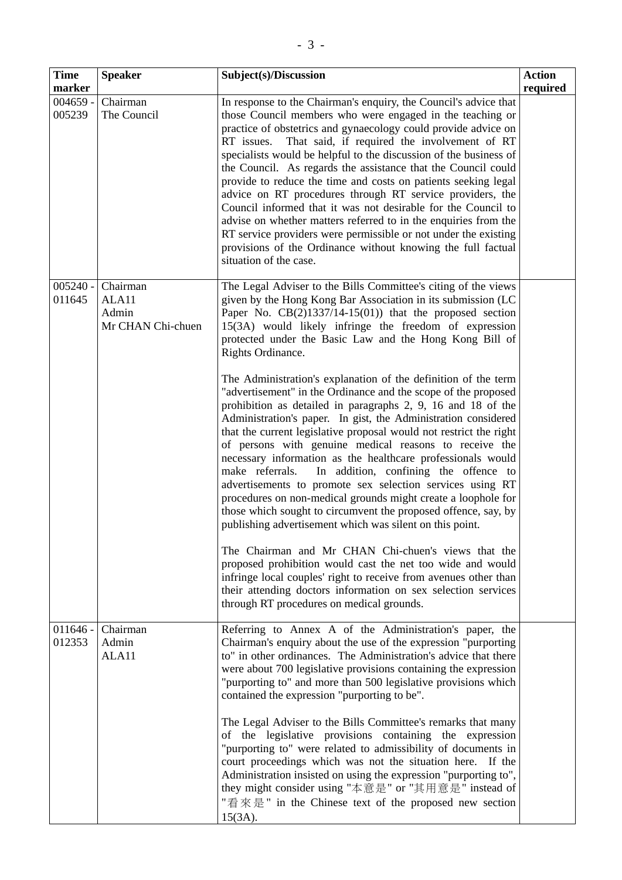| Time marker | Speaker | Subject(s)/Discussion | Action required |
|---|---|---|---|
| 004659 - 005239 | Chairman<br>The Council | In response to the Chairman's enquiry, the Council's advice that those Council members who were engaged in the teaching or practice of obstetrics and gynaecology could provide advice on RT issues. That said, if required the involvement of RT specialists would be helpful to the discussion of the business of the Council. As regards the assistance that the Council could provide to reduce the time and costs on patients seeking legal advice on RT procedures through RT service providers, the Council informed that it was not desirable for the Council to advise on whether matters referred to in the enquiries from the RT service providers were permissible or not under the existing provisions of the Ordinance without knowing the full factual situation of the case. | |
| 005240 - 011645 | Chairman<br>ALA11<br>Admin<br>Mr CHAN Chi-chuen | The Legal Adviser to the Bills Committee's citing of the views given by the Hong Kong Bar Association in its submission (LC Paper No. CB(2)1337/14-15(01)) that the proposed section 15(3A) would likely infringe the freedom of expression protected under the Basic Law and the Hong Kong Bill of Rights Ordinance.<br><br>The Administration's explanation of the definition of the term "advertisement" in the Ordinance and the scope of the proposed prohibition as detailed in paragraphs 2, 9, 16 and 18 of the Administration's paper. In gist, the Administration considered that the current legislative proposal would not restrict the right of persons with genuine medical reasons to receive the necessary information as the healthcare professionals would make referrals. In addition, confining the offence to advertisements to promote sex selection services using RT procedures on non-medical grounds might create a loophole for those which sought to circumvent the proposed offence, say, by publishing advertisement which was silent on this point.<br><br>The Chairman and Mr CHAN Chi-chuen's views that the proposed prohibition would cast the net too wide and would infringe local couples' right to receive from avenues other than their attending doctors information on sex selection services through RT procedures on medical grounds. | |
| 011646 - 012353 | Chairman<br>Admin<br>ALA11 | Referring to Annex A of the Administration's paper, the Chairman's enquiry about the use of the expression "purporting to" in other ordinances. The Administration's advice that there were about 700 legislative provisions containing the expression "purporting to" and more than 500 legislative provisions which contained the expression "purporting to be".<br><br>The Legal Adviser to the Bills Committee's remarks that many of the legislative provisions containing the expression "purporting to" were related to admissibility of documents in court proceedings which was not the situation here. If the Administration insisted on using the expression "purporting to", they might consider using "本意是" or "其用意是" instead of "看來是" in the Chinese text of the proposed new section 15(3A). | |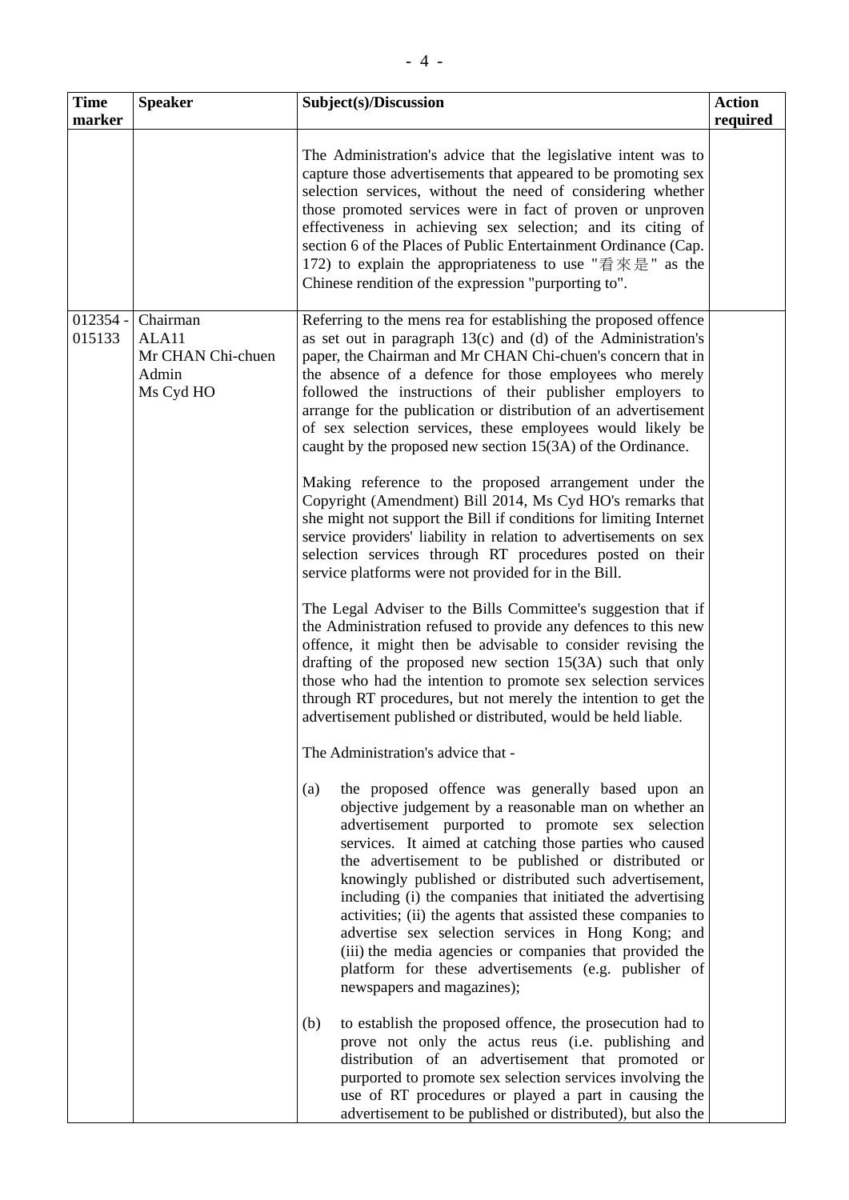| Time marker | Speaker | Subject(s)/Discussion | Action required |
|---|---|---|---|
| | | The Administration's advice that the legislative intent was to capture those advertisements that appeared to be promoting sex selection services, without the need of considering whether those promoted services were in fact of proven or unproven effectiveness in achieving sex selection; and its citing of section 6 of the Places of Public Entertainment Ordinance (Cap. 172) to explain the appropriateness to use "看來是" as the Chinese rendition of the expression "purporting to". | |
| 012354 - 015133 | Chairman<br>ALA11<br>Mr CHAN Chi-chuen<br>Admin<br>Ms Cyd HO | Referring to the mens rea for establishing the proposed offence as set out in paragraph 13(c) and (d) of the Administration's paper, the Chairman and Mr CHAN Chi-chuen's concern that in the absence of a defence for those employees who merely followed the instructions of their publisher employers to arrange for the publication or distribution of an advertisement of sex selection services, these employees would likely be caught by the proposed new section 15(3A) of the Ordinance.<br><br>Making reference to the proposed arrangement under the Copyright (Amendment) Bill 2014, Ms Cyd HO's remarks that she might not support the Bill if conditions for limiting Internet service providers' liability in relation to advertisements on sex selection services through RT procedures posted on their service platforms were not provided for in the Bill.<br><br>The Legal Adviser to the Bills Committee's suggestion that if the Administration refused to provide any defences to this new offence, it might then be advisable to consider revising the drafting of the proposed new section 15(3A) such that only those who had the intention to promote sex selection services through RT procedures, but not merely the intention to get the advertisement published or distributed, would be held liable.<br><br>The Administration's advice that -<br><br>(a) the proposed offence was generally based upon an objective judgement by a reasonable man on whether an advertisement purported to promote sex selection services. It aimed at catching those parties who caused the advertisement to be published or distributed or knowingly published or distributed such advertisement, including (i) the companies that initiated the advertising activities; (ii) the agents that assisted these companies to advertise sex selection services in Hong Kong; and (iii) the media agencies or companies that provided the platform for these advertisements (e.g. publisher of newspapers and magazines);<br><br>(b) to establish the proposed offence, the prosecution had to prove not only the actus reus (i.e. publishing and distribution of an advertisement that promoted or purported to promote sex selection services involving the use of RT procedures or played a part in causing the advertisement to be published or distributed), but also the | |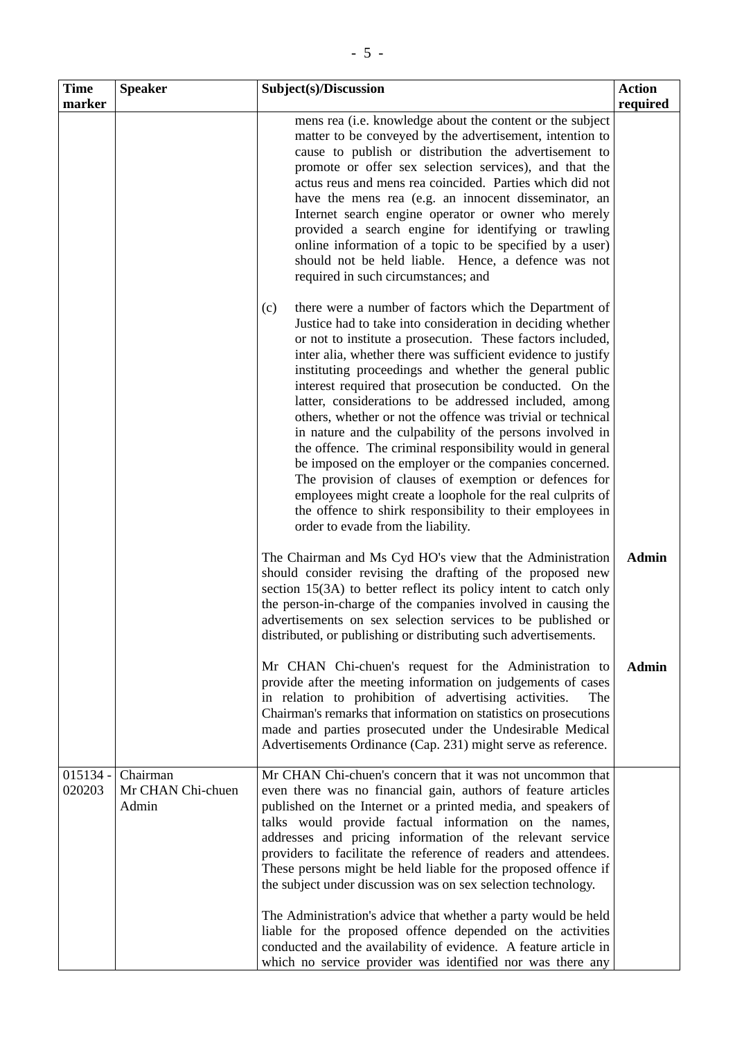| Time marker | Speaker | Subject(s)/Discussion | Action required |
|---|---|---|---|
| | | mens rea (i.e. knowledge about the content or the subject matter to be conveyed by the advertisement, intention to cause to publish or distribution the advertisement to promote or offer sex selection services), and that the actus reus and mens rea coincided. Parties which did not have the mens rea (e.g. an innocent disseminator, an Internet search engine operator or owner who merely provided a search engine for identifying or trawling online information of a topic to be specified by a user) should not be held liable. Hence, a defence was not required in such circumstances; and<br><br>(c) there were a number of factors which the Department of Justice had to take into consideration in deciding whether or not to institute a prosecution. These factors included, inter alia, whether there was sufficient evidence to justify instituting proceedings and whether the general public interest required that prosecution be conducted. On the latter, considerations to be addressed included, among others, whether or not the offence was trivial or technical in nature and the culpability of the persons involved in the offence. The criminal responsibility would in general be imposed on the employer or the companies concerned. The provision of clauses of exemption or defences for employees might create a loophole for the real culprits of the offence to shirk responsibility to their employees in order to evade from the liability. | |
| | | The Chairman and Ms Cyd HO's view that the Administration should consider revising the drafting of the proposed new section 15(3A) to better reflect its policy intent to catch only the person-in-charge of the companies involved in causing the advertisements on sex selection services to be published or distributed, or publishing or distributing such advertisements. | **Admin** |
| | | Mr CHAN Chi-chuen's request for the Administration to provide after the meeting information on judgements of cases in relation to prohibition of advertising activities. The Chairman's remarks that information on statistics on prosecutions made and parties prosecuted under the Undesirable Medical Advertisements Ordinance (Cap. 231) might serve as reference. | **Admin** |
| 015134 - 020203 | Chairman<br>Mr CHAN Chi-chuen<br>Admin | Mr CHAN Chi-chuen's concern that it was not uncommon that even there was no financial gain, authors of feature articles published on the Internet or a printed media, and speakers of talks would provide factual information on the names, addresses and pricing information of the relevant service providers to facilitate the reference of readers and attendees. These persons might be held liable for the proposed offence if the subject under discussion was on sex selection technology.<br><br>The Administration's advice that whether a party would be held liable for the proposed offence depended on the activities conducted and the availability of evidence. A feature article in which no service provider was identified nor was there any | |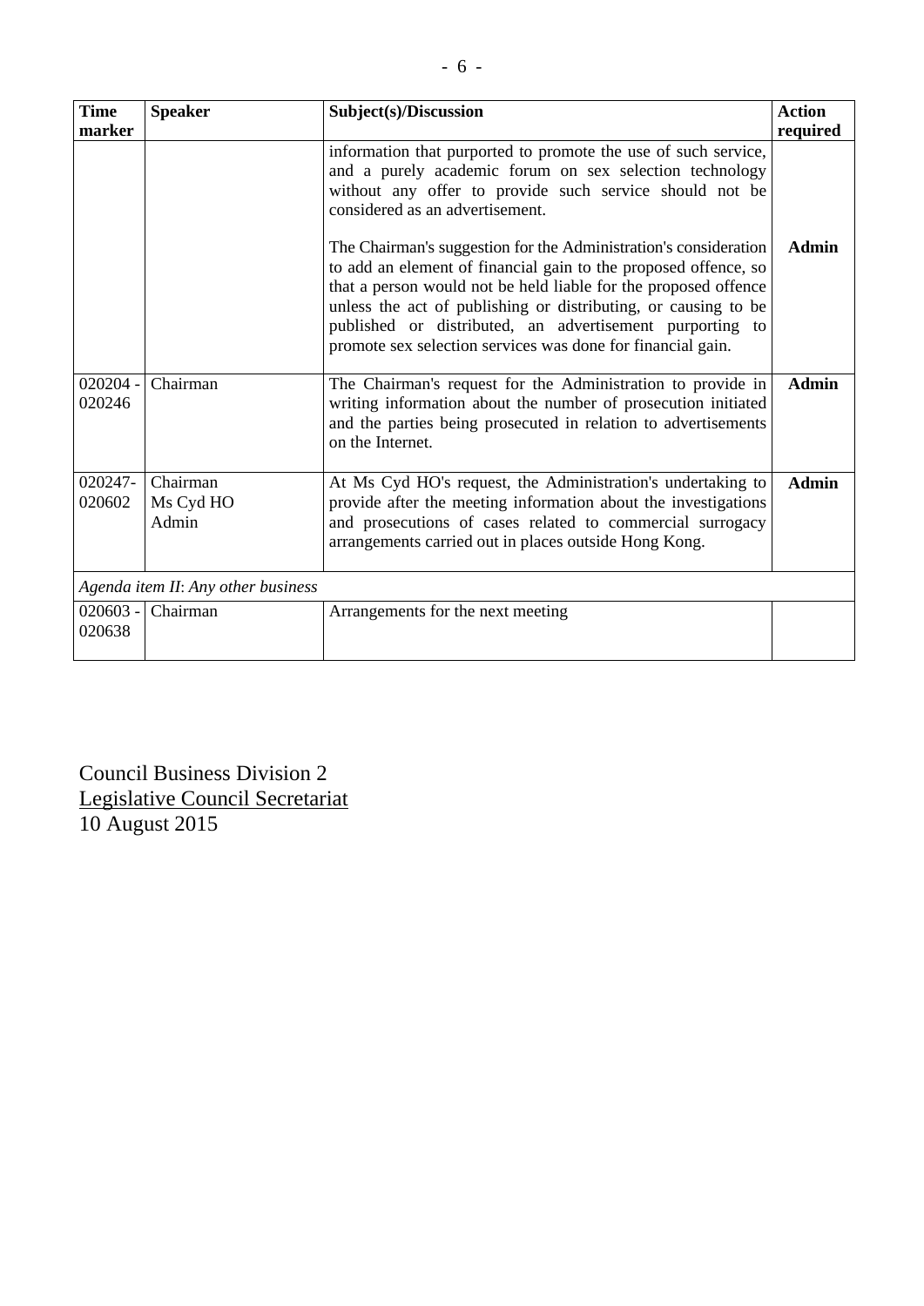| Time marker | Speaker | Subject(s)/Discussion | Action required |
|---|---|---|---|
| | | information that purported to promote the use of such service, and a purely academic forum on sex selection technology without any offer to provide such service should not be considered as an advertisement.<br><br>The Chairman's suggestion for the Administration's consideration to add an element of financial gain to the proposed offence, so that a person would not be held liable for the proposed offence unless the act of publishing or distributing, or causing to be published or distributed, an advertisement purporting to promote sex selection services was done for financial gain. | <br><br><br><br>**Admin** |
| 020204 - 020246 | Chairman | The Chairman's request for the Administration to provide in writing information about the number of prosecution initiated and the parties being prosecuted in relation to advertisements on the Internet. | **Admin** |
| 020247- 020602 | Chairman<br>Ms Cyd HO<br>Admin | At Ms Cyd HO's request, the Administration's undertaking to provide after the meeting information about the investigations and prosecutions of cases related to commercial surrogacy arrangements carried out in places outside Hong Kong. | **Admin** |
| *Agenda item II: Any other business* | | | |
| 020603 - 020638 | Chairman | Arrangements for the next meeting | |

Council Business Division 2
Legislative Council Secretariat
10 August 2015